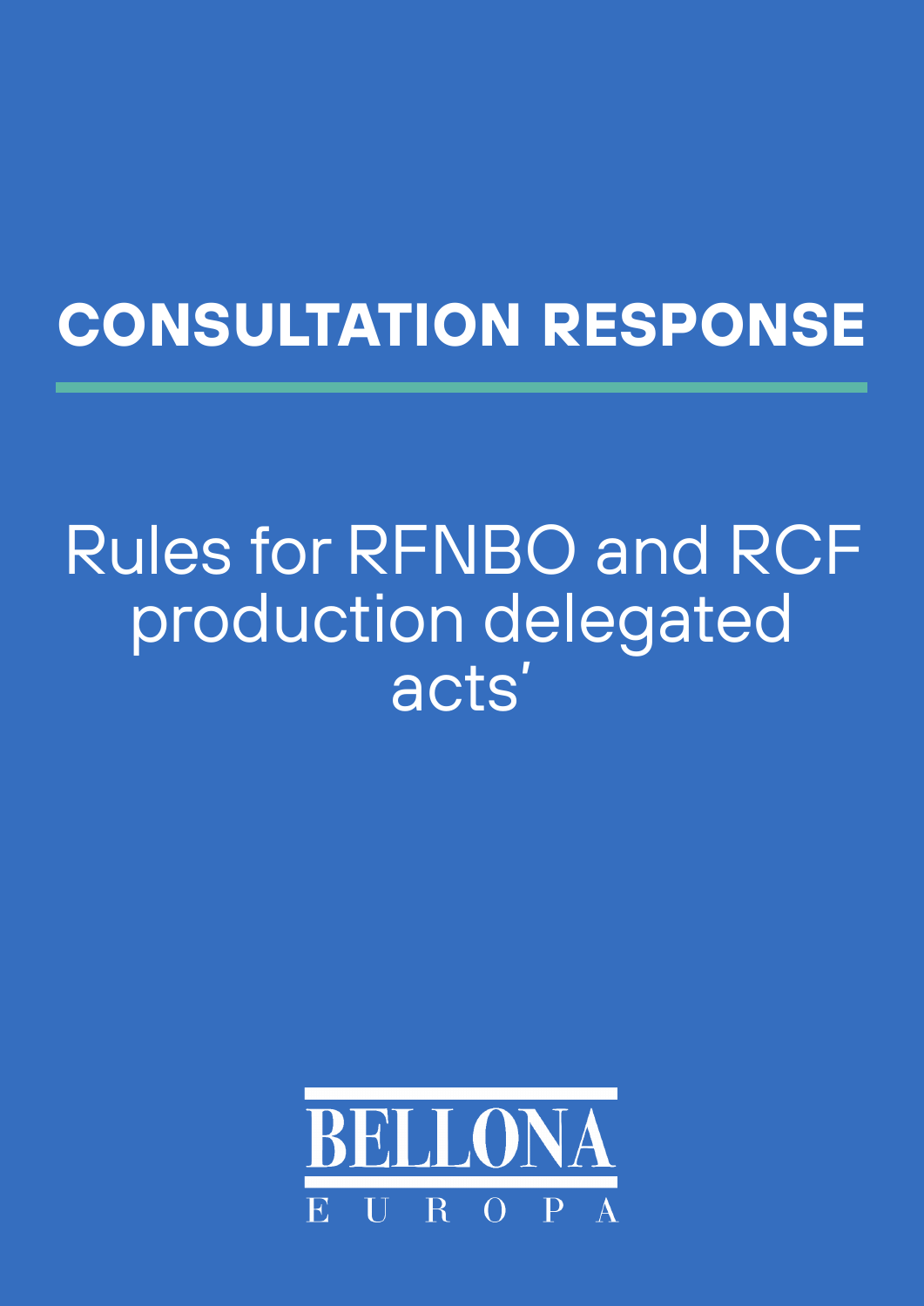# CONSULTATION RESPONSE

## Rules for RFNBO and RCF production delegated acts'

BELLONA

EUROPA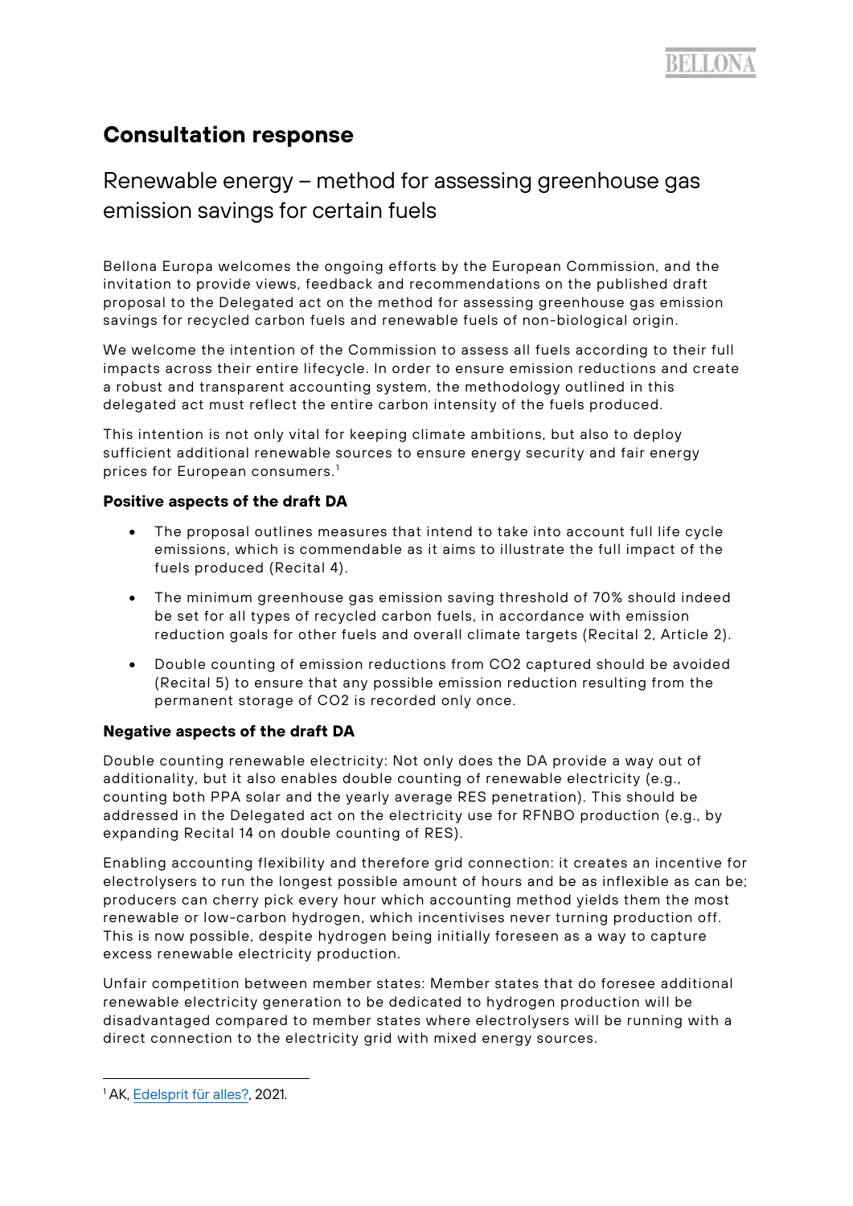# Consultation response

## Renewable energy – method for assessing greenhouse gas emission savings for certain fuels

Bellona Europa welcomes the ongoing efforts by the European Commission, and the invitation to provide views, feedback and recommendations on the published draft proposal to the Delegated act on the method for assessing greenhouse gas emission savings for recycled carbon fuels and renewable fuels of non-biological origin.

We welcome the intention of the Commission to assess all fuels according to their full impacts across their entire lifecycle. In order to ensure emission reductions and create a robust and transparent accounting system, the methodology outlined in this delegated act must reflect the entire carbon intensity of the fuels produced.

This intention is not only vital for keeping climate ambitions, but also to deploy sufficient additional renewable sources to ensure energy security and fair energy prices for European consumers.[1]

**Positive aspects of the draft DA**

- The proposal outlines measures that intend to take into account full life cycle emissions, which is commendable as it aims to illustrate the full impact of the fuels produced (Recital 4).
- The minimum greenhouse gas emission saving threshold of 70% should indeed be set for all types of recycled carbon fuels, in accordance with emission reduction goals for other fuels and overall climate targets (Recital 2, Article 2).
- Double counting of emission reductions from CO2 captured should be avoided (Recital 5) to ensure that any possible emission reduction resulting from the permanent storage of CO2 is recorded only once.

**Negative aspects of the draft DA**

Double counting renewable electricity: Not only does the DA provide a way out of additionality, but it also enables double counting of renewable electricity (e.g., counting both PPA solar and the yearly average RES penetration). This should be addressed in the Delegated act on the electricity use for RFNBO production (e.g., by expanding Recital 14 on double counting of RES).

Enabling accounting flexibility and therefore grid connection: it creates an incentive for electrolysers to run the longest possible amount of hours and be as inflexible as can be; producers can cherry pick every hour which accounting method yields them the most renewable or low-carbon hydrogen, which incentivises never turning production off. This is now possible, despite hydrogen being initially foreseen as a way to capture excess renewable electricity production.

Unfair competition between member states: Member states that do foresee additional renewable electricity generation to be dedicated to hydrogen production will be disadvantaged compared to member states where electrolysers will be running with a direct connection to the electricity grid with mixed energy sources.

---

[1] AK, Edelsprit für alles?, 2021.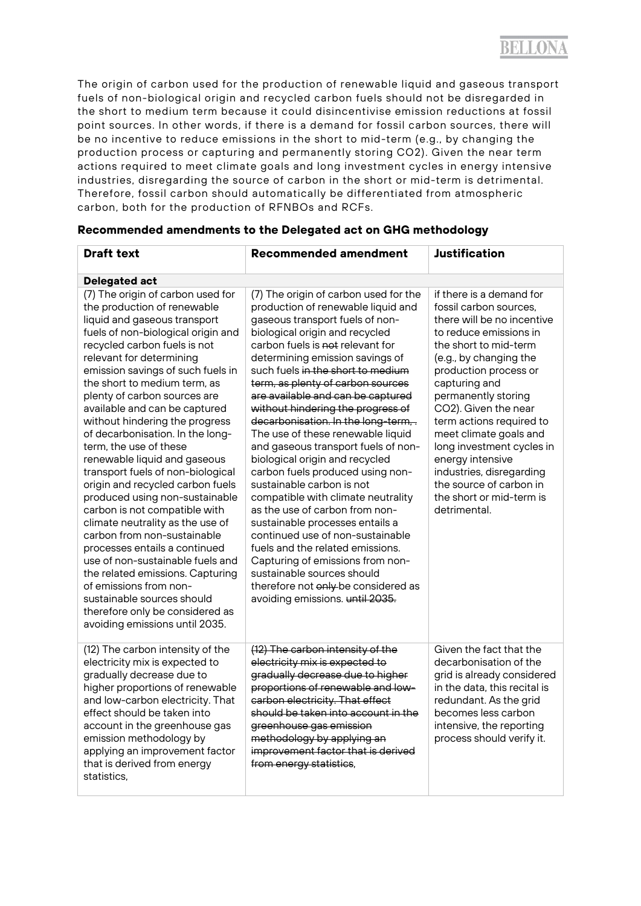The origin of carbon used for the production of renewable liquid and gaseous transport fuels of non-biological origin and recycled carbon fuels should not be disregarded in the short to medium term because it could disincentivise emission reductions at fossil point sources. In other words, if there is a demand for fossil carbon sources, there will be no incentive to reduce emissions in the short to mid-term (e.g., by changing the production process or capturing and permanently storing $CO_2$). Given the near term actions required to meet climate goals and long investment cycles in energy intensive industries, disregarding the source of carbon in the short or mid-term is detrimental. Therefore, fossil carbon should automatically be differentiated from atmospheric carbon, both for the production of RFNBOs and RCFs.

**Recommended amendments to the Delegated act on GHG methodology**

| Draft text | Recommended amendment | Justification |
|---|---|---|
| **Delegated act** | | |
| (7) The origin of carbon used for the production of renewable liquid and gaseous transport fuels of non-biological origin and recycled carbon fuels is not relevant for determining emission savings of such fuels in the short to medium term, as plenty of carbon sources are available and can be captured without hindering the progress of decarbonisation. In the long-term, the use of these renewable liquid and gaseous transport fuels of non-biological origin and recycled carbon fuels produced using non-sustainable carbon is not compatible with climate neutrality as the use of carbon from non-sustainable processes entails a continued use of non-sustainable fuels and the related emissions. Capturing of emissions from non-sustainable sources should therefore only be considered as avoiding emissions until 2035. | (7) The origin of carbon used for the production of renewable liquid and gaseous transport fuels of non-biological origin and recycled carbon fuels is ~~not~~ relevant for determining emission savings of such fuels ~~in the short to medium term, as plenty of carbon sources are available and can be captured without hindering the progress of decarbonisation. In the long-term, .~~ The use of these renewable liquid and gaseous transport fuels of non-biological origin and recycled carbon fuels produced using non-sustainable carbon is not compatible with climate neutrality as the use of carbon from non-sustainable processes entails a continued use of non-sustainable fuels and the related emissions. Capturing of emissions from non-sustainable sources should therefore not ~~only~~ be considered as avoiding emissions. ~~until 2035.~~ | if there is a demand for fossil carbon sources, there will be no incentive to reduce emissions in the short to mid-term (e.g., by changing the production process or capturing and permanently storing $CO_2$). Given the near term actions required to meet climate goals and long investment cycles in energy intensive industries, disregarding the source of carbon in the short or mid-term is detrimental. |
| (12) The carbon intensity of the electricity mix is expected to gradually decrease due to higher proportions of renewable and low-carbon electricity. That effect should be taken into account in the greenhouse gas emission methodology by applying an improvement factor that is derived from energy statistics, | ~~(12) The carbon intensity of the electricity mix is expected to gradually decrease due to higher proportions of renewable and low-carbon electricity. That effect should be taken into account in the greenhouse gas emission methodology by applying an improvement factor that is derived from energy statistics,~~ | Given the fact that the decarbonisation of the grid is already considered in the data, this recital is redundant. As the grid becomes less carbon intensive, the reporting process should verify it. |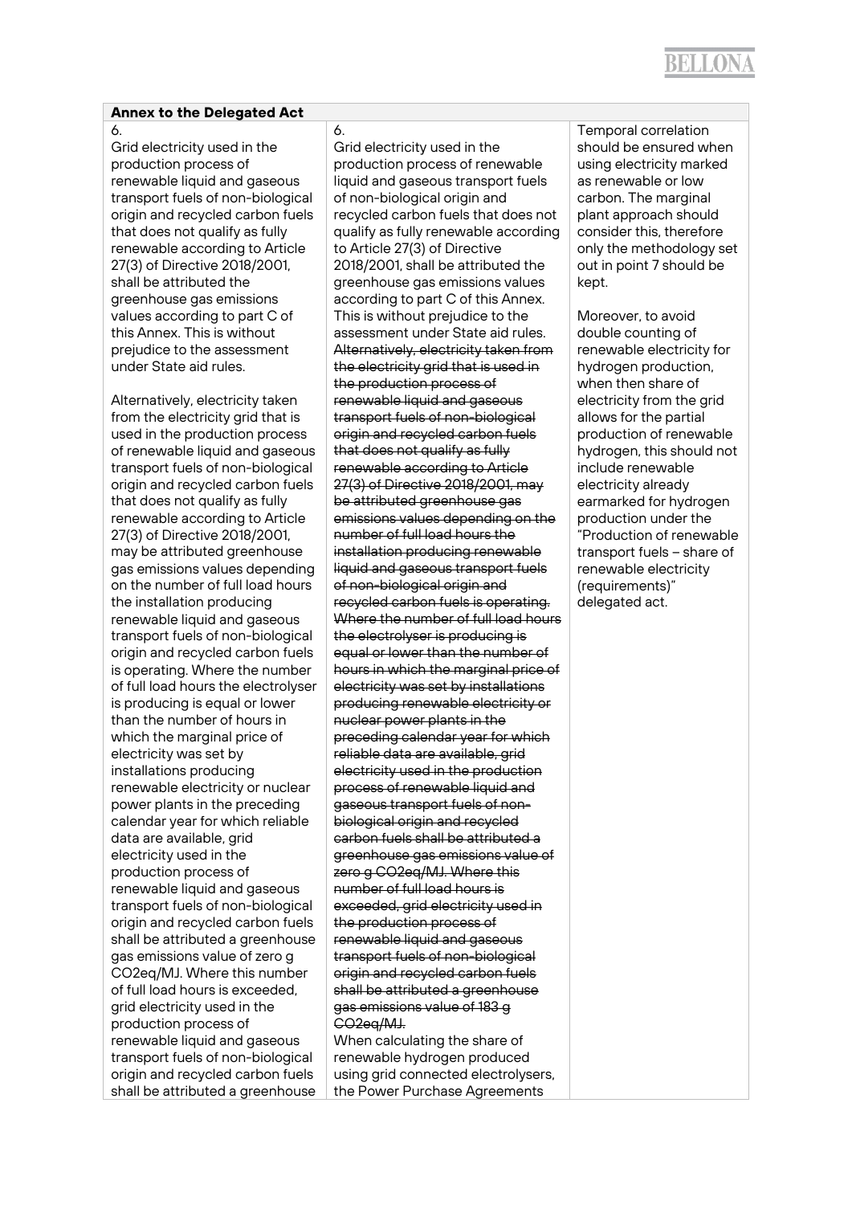| **Annex to the Delegated Act** | | |
|---|---|---|
| 6.<br>Grid electricity used in the production process of renewable liquid and gaseous transport fuels of non-biological origin and recycled carbon fuels that does not qualify as fully renewable according to Article 27(3) of Directive 2018/2001, shall be attributed the greenhouse gas emissions values according to part C of this Annex. This is without prejudice to the assessment under State aid rules.<br><br>Alternatively, electricity taken from the electricity grid that is used in the production process of renewable liquid and gaseous transport fuels of non-biological origin and recycled carbon fuels that does not qualify as fully renewable according to Article 27(3) of Directive 2018/2001, may be attributed greenhouse gas emissions values depending on the number of full load hours the installation producing renewable liquid and gaseous transport fuels of non-biological origin and recycled carbon fuels is operating. Where the number of full load hours the electrolyser is producing is equal or lower than the number of hours in which the marginal price of electricity was set by installations producing renewable electricity or nuclear power plants in the preceding calendar year for which reliable data are available, grid electricity used in the production process of renewable liquid and gaseous transport fuels of non-biological origin and recycled carbon fuels shall be attributed a greenhouse gas emissions value of zero g CO2eq/MJ. Where this number of full load hours is exceeded, grid electricity used in the production process of renewable liquid and gaseous transport fuels of non-biological origin and recycled carbon fuels shall be attributed a greenhouse | 6.<br>Grid electricity used in the production process of renewable liquid and gaseous transport fuels of non-biological origin and recycled carbon fuels that does not qualify as fully renewable according to Article 27(3) of Directive 2018/2001, shall be attributed the greenhouse gas emissions values according to part C of this Annex. This is without prejudice to the assessment under State aid rules. ~~Alternatively, electricity taken from the electricity grid that is used in the production process of renewable liquid and gaseous transport fuels of non-biological origin and recycled carbon fuels that does not qualify as fully renewable according to Article 27(3) of Directive 2018/2001, may be attributed greenhouse gas emissions values depending on the number of full load hours the installation producing renewable liquid and gaseous transport fuels of non-biological origin and recycled carbon fuels is operating. Where the number of full load hours the electrolyser is producing is equal or lower than the number of hours in which the marginal price of electricity was set by installations producing renewable electricity or nuclear power plants in the preceding calendar year for which reliable data are available, grid electricity used in the production process of renewable liquid and gaseous transport fuels of non-biological origin and recycled carbon fuels shall be attributed a greenhouse gas emissions value of zero g CO2eq/MJ. Where this number of full load hours is exceeded, grid electricity used in the production process of renewable liquid and gaseous transport fuels of non-biological origin and recycled carbon fuels shall be attributed a greenhouse gas emissions value of 183 g CO2eq/MJ.~~<br>When calculating the share of renewable hydrogen produced using grid connected electrolysers, the Power Purchase Agreements | Temporal correlation should be ensured when using electricity marked as renewable or low carbon. The marginal plant approach should consider this, therefore only the methodology set out in point 7 should be kept.<br><br>Moreover, to avoid double counting of renewable electricity for hydrogen production, when then share of electricity from the grid allows for the partial production of renewable hydrogen, this should not include renewable electricity already earmarked for hydrogen production under the "Production of renewable transport fuels – share of renewable electricity (requirements)" delegated act. |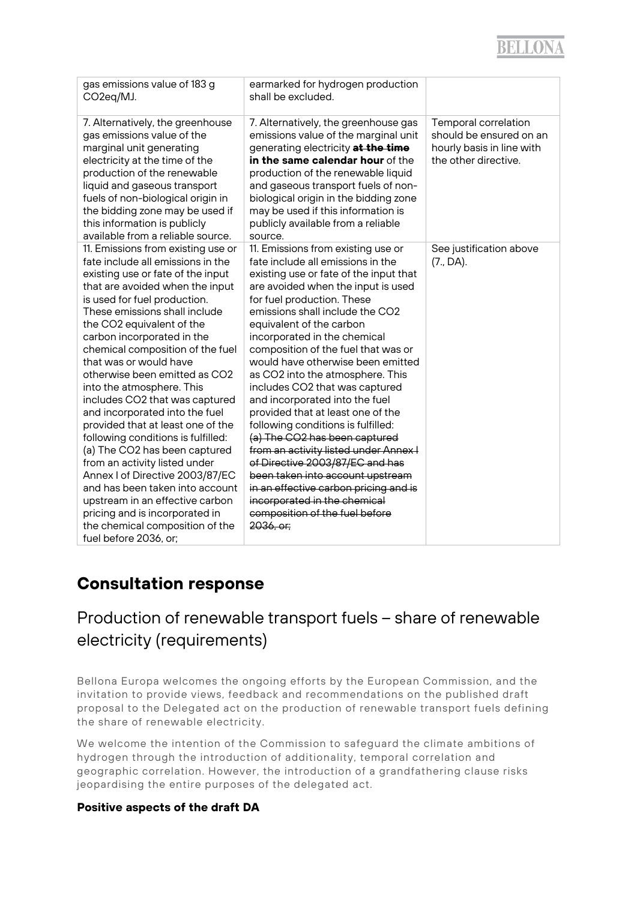| | | |
|---|---|---|
| gas emissions value of 183 g $CO_2eq$/MJ. | earmarked for hydrogen production shall be excluded. | |
| 7. Alternatively, the greenhouse gas emissions value of the marginal unit generating electricity at the time of the production of the renewable liquid and gaseous transport fuels of non-biological origin in the bidding zone may be used if this information is publicly available from a reliable source. | 7. Alternatively, the greenhouse gas emissions value of the marginal unit generating electricity ~~**at the time**~~ **in the same calendar hour** of the production of the renewable liquid and gaseous transport fuels of non-biological origin in the bidding zone may be used if this information is publicly available from a reliable source. | Temporal correlation should be ensured on an hourly basis in line with the other directive. |
| 11. Emissions from existing use or fate include all emissions in the existing use or fate of the input that are avoided when the input is used for fuel production. These emissions shall include the $CO_2$ equivalent of the carbon incorporated in the chemical composition of the fuel that was or would have otherwise been emitted as $CO_2$ into the atmosphere. This includes $CO_2$ that was captured and incorporated into the fuel provided that at least one of the following conditions is fulfilled: (a) The $CO_2$ has been captured from an activity listed under Annex I of Directive 2003/87/EC and has been taken into account upstream in an effective carbon pricing and is incorporated in the chemical composition of the fuel before 2036, or; | 11. Emissions from existing use or fate include all emissions in the existing use or fate of the input that are avoided when the input is used for fuel production. These emissions shall include the $CO_2$ equivalent of the carbon incorporated in the chemical composition of the fuel that was or would have otherwise been emitted as $CO_2$ into the atmosphere. This includes $CO_2$ that was captured and incorporated into the fuel provided that at least one of the following conditions is fulfilled: ~~(a) The $CO_2$ has been captured from an activity listed under Annex I of Directive 2003/87/EC and has been taken into account upstream in an effective carbon pricing and is incorporated in the chemical composition of the fuel before 2036, or;~~ | See justification above (7., DA). |

# Consultation response

## Production of renewable transport fuels – share of renewable electricity (requirements)

Bellona Europa welcomes the ongoing efforts by the European Commission, and the invitation to provide views, feedback and recommendations on the published draft proposal to the Delegated act on the production of renewable transport fuels defining the share of renewable electricity.

We welcome the intention of the Commission to safeguard the climate ambitions of hydrogen through the introduction of additionality, temporal correlation and geographic correlation. However, the introduction of a grandfathering clause risks jeopardising the entire purposes of the delegated act.

**Positive aspects of the draft DA**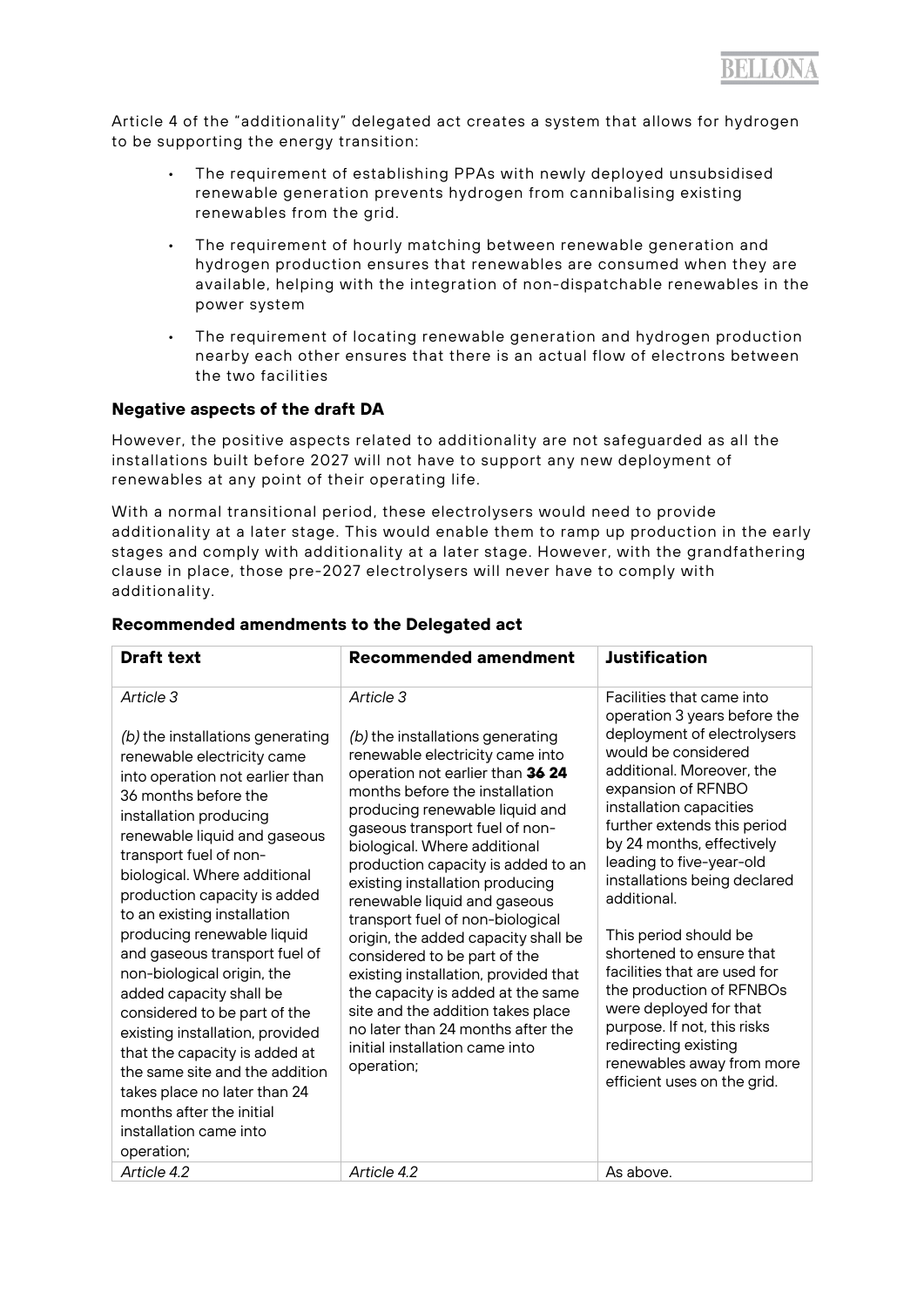Article 4 of the "additionality" delegated act creates a system that allows for hydrogen to be supporting the energy transition:

- The requirement of establishing PPAs with newly deployed unsubsidised renewable generation prevents hydrogen from cannibalising existing renewables from the grid.
- The requirement of hourly matching between renewable generation and hydrogen production ensures that renewables are consumed when they are available, helping with the integration of non-dispatchable renewables in the power system
- The requirement of locating renewable generation and hydrogen production nearby each other ensures that there is an actual flow of electrons between the two facilities

### Negative aspects of the draft DA

However, the positive aspects related to additionality are not safeguarded as all the installations built before 2027 will not have to support any new deployment of renewables at any point of their operating life.

With a normal transitional period, these electrolysers would need to provide additionality at a later stage. This would enable them to ramp up production in the early stages and comply with additionality at a later stage. However, with the grandfathering clause in place, those pre-2027 electrolysers will never have to comply with additionality.

### Recommended amendments to the Delegated act

| Draft text | Recommended amendment | Justification |
|---|---|---|
| *Article 3*<br><br>*(b)* the installations generating renewable electricity came into operation not earlier than 36 months before the installation producing renewable liquid and gaseous transport fuel of non-biological. Where additional production capacity is added to an existing installation producing renewable liquid and gaseous transport fuel of non-biological origin, the added capacity shall be considered to be part of the existing installation, provided that the capacity is added at the same site and the addition takes place no later than 24 months after the initial installation came into operation; | *Article 3*<br><br>*(b)* the installations generating renewable electricity came into operation not earlier than ~~**36**~~ **24** months before the installation producing renewable liquid and gaseous transport fuel of non-biological. Where additional production capacity is added to an existing installation producing renewable liquid and gaseous transport fuel of non-biological origin, the added capacity shall be considered to be part of the existing installation, provided that the capacity is added at the same site and the addition takes place no later than 24 months after the initial installation came into operation; | Facilities that came into operation 3 years before the deployment of electrolysers would be considered additional. Moreover, the expansion of RFNBO installation capacities further extends this period by 24 months, effectively leading to five-year-old installations being declared additional.<br><br>This period should be shortened to ensure that facilities that are used for the production of RFNBOs were deployed for that purpose. If not, this risks redirecting existing renewables away from more efficient uses on the grid. |
| *Article 4.2* | *Article 4.2* | As above. |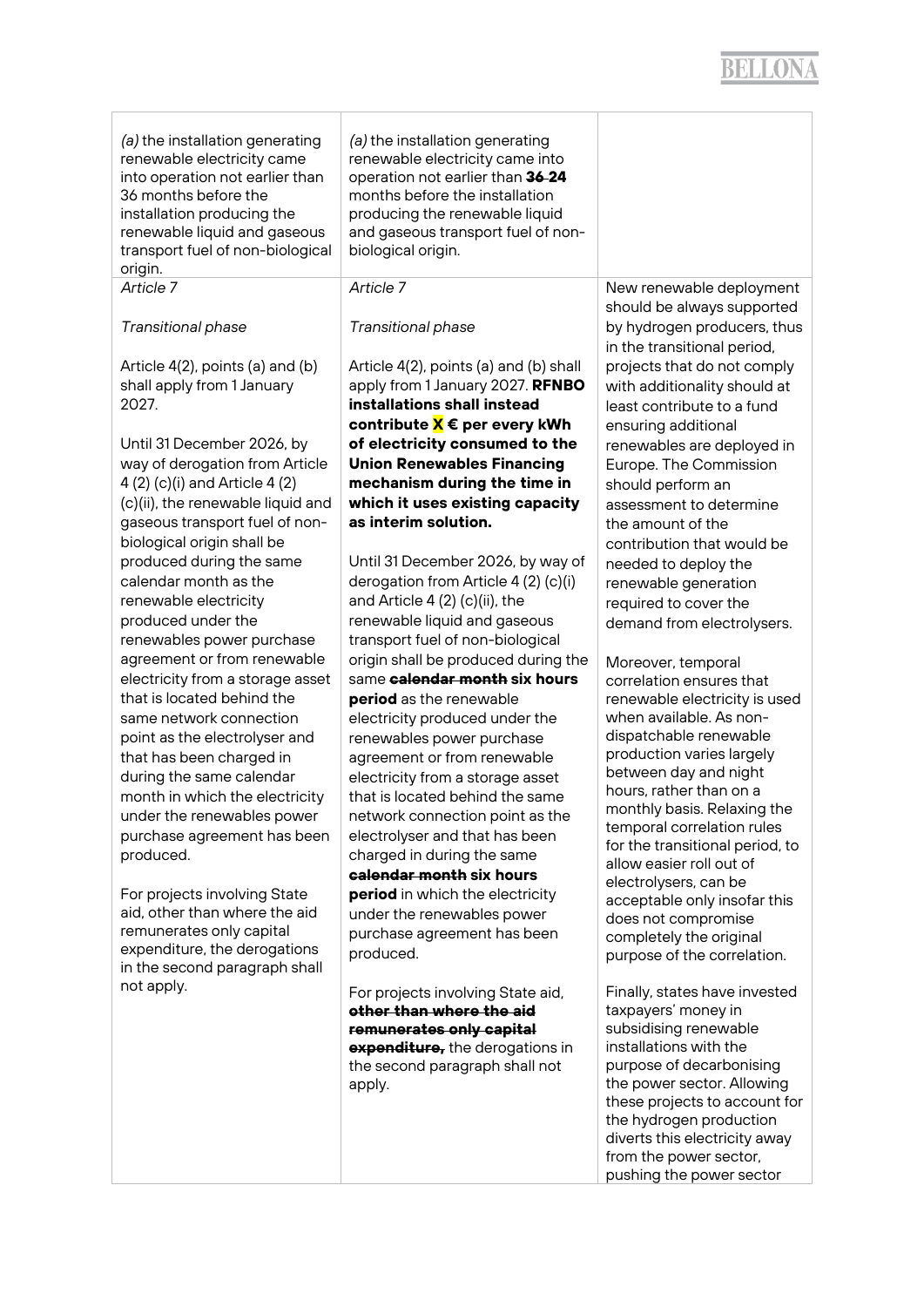| | | |
|---|---|---|
| *(a)* the installation generating renewable electricity came into operation not earlier than 36 months before the installation producing the renewable liquid and gaseous transport fuel of non-biological origin. | *(a)* the installation generating renewable electricity came into operation not earlier than ~~**36**~~ **24** months before the installation producing the renewable liquid and gaseous transport fuel of non-biological origin. | |
| *Article 7*<br><br>*Transitional phase*<br><br>Article 4(2), points (a) and (b) shall apply from 1 January 2027.<br><br>Until 31 December 2026, by way of derogation from Article 4 (2) (c)(i) and Article 4 (2) (c)(ii), the renewable liquid and gaseous transport fuel of non-biological origin shall be produced during the same calendar month as the renewable electricity produced under the renewables power purchase agreement or from renewable electricity from a storage asset that is located behind the same network connection point as the electrolyser and that has been charged in during the same calendar month in which the electricity under the renewables power purchase agreement has been produced.<br><br>For projects involving State aid, other than where the aid remunerates only capital expenditure, the derogations in the second paragraph shall not apply. | *Article 7*<br><br>*Transitional phase*<br><br>Article 4(2), points (a) and (b) shall apply from 1 January 2027. **RFNBO installations shall instead contribute X € per every kWh of electricity consumed to the Union Renewables Financing mechanism during the time in which it uses existing capacity as interim solution.**<br><br>Until 31 December 2026, by way of derogation from Article 4 (2) (c)(i) and Article 4 (2) (c)(ii), the renewable liquid and gaseous transport fuel of non-biological origin shall be produced during the same ~~**calendar month**~~ **six hours period** as the renewable electricity produced under the renewables power purchase agreement or from renewable electricity from a storage asset that is located behind the same network connection point as the electrolyser and that has been charged in during the same ~~**calendar month**~~ **six hours period** in which the electricity under the renewables power purchase agreement has been produced.<br><br>For projects involving State aid, ~~**other than where the aid remunerates only capital expenditure,**~~ the derogations in the second paragraph shall not apply. | New renewable deployment should be always supported by hydrogen producers, thus in the transitional period, projects that do not comply with additionality should at least contribute to a fund ensuring additional renewables are deployed in Europe. The Commission should perform an assessment to determine the amount of the contribution that would be needed to deploy the renewable generation required to cover the demand from electrolysers.<br><br>Moreover, temporal correlation ensures that renewable electricity is used when available. As non-dispatchable renewable production varies largely between day and night hours, rather than on a monthly basis. Relaxing the temporal correlation rules for the transitional period, to allow easier roll out of electrolysers, can be acceptable only insofar this does not compromise completely the original purpose of the correlation.<br><br>Finally, states have invested taxpayers' money in subsidising renewable installations with the purpose of decarbonising the power sector. Allowing these projects to account for the hydrogen production diverts this electricity away from the power sector, pushing the power sector |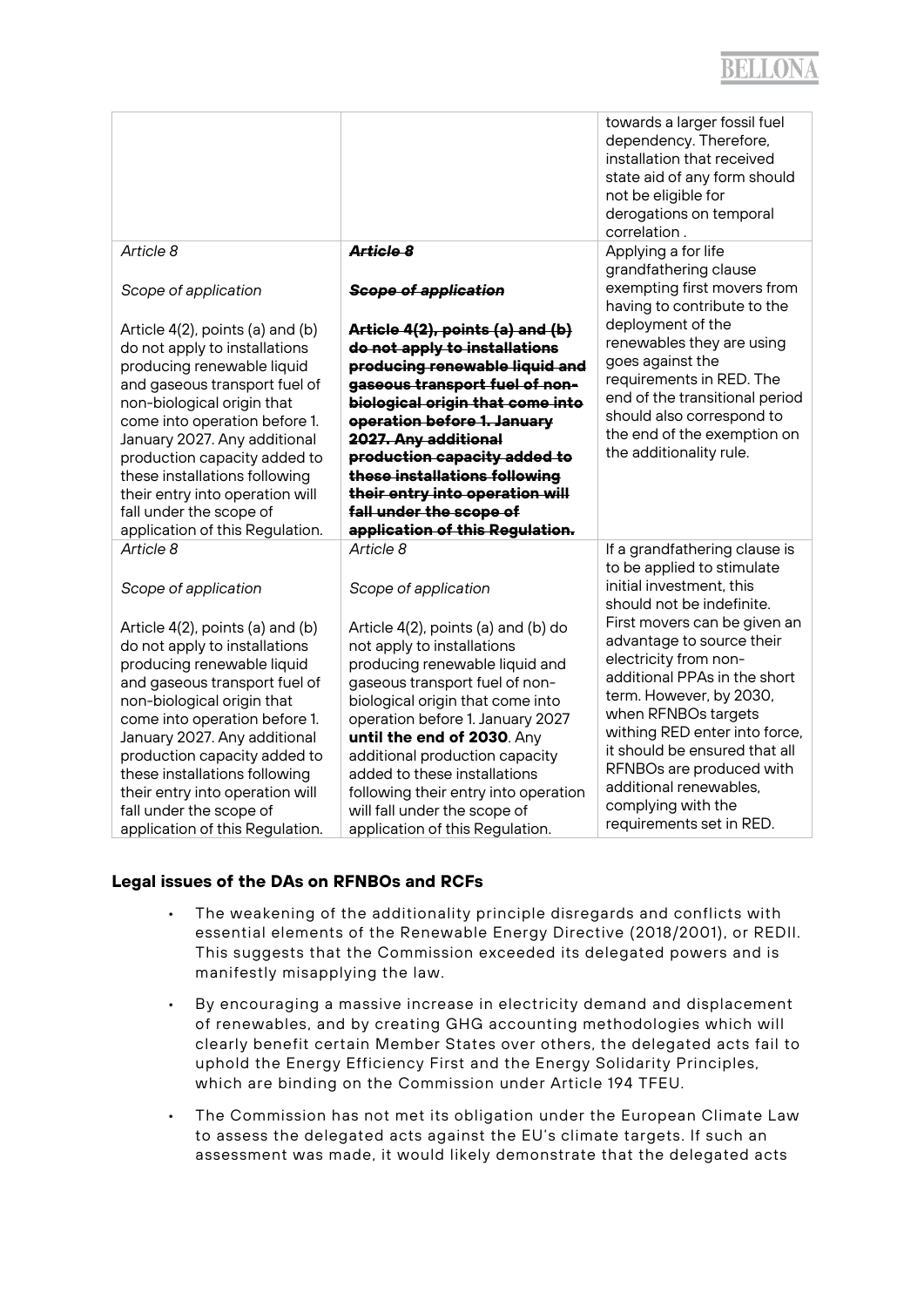| | | towards a larger fossil fuel dependency. Therefore, installation that received state aid of any form should not be eligible for derogations on temporal correlation . |
|---|---|---|
| *Article 8*<br><br>*Scope of application*<br><br>Article 4(2), points (a) and (b) do not apply to installations producing renewable liquid and gaseous transport fuel of non-biological origin that come into operation before 1. January 2027. Any additional production capacity added to these installations following their entry into operation will fall under the scope of application of this Regulation. | ~~***Article 8***~~<br><br>~~***Scope of application***~~<br><br>~~**Article 4(2), points (a) and (b) do not apply to installations producing renewable liquid and gaseous transport fuel of non-biological origin that come into operation before 1. January 2027. Any additional production capacity added to these installations following their entry into operation will fall under the scope of application of this Regulation.**~~ | Applying a for life grandfathering clause exempting first movers from having to contribute to the deployment of the renewables they are using goes against the requirements in RED. The end of the transitional period should also correspond to the end of the exemption on the additionality rule. |
| *Article 8*<br><br>*Scope of application*<br><br>Article 4(2), points (a) and (b) do not apply to installations producing renewable liquid and gaseous transport fuel of non-biological origin that come into operation before 1. January 2027. Any additional production capacity added to these installations following their entry into operation will fall under the scope of application of this Regulation. | *Article 8*<br><br>*Scope of application*<br><br>Article 4(2), points (a) and (b) do not apply to installations producing renewable liquid and gaseous transport fuel of non-biological origin that come into operation before 1. January 2027 **until the end of 2030**. Any additional production capacity added to these installations following their entry into operation will fall under the scope of application of this Regulation. | If a grandfathering clause is to be applied to stimulate initial investment, this should not be indefinite. First movers can be given an advantage to source their electricity from non-additional PPAs in the short term. However, by 2030, when RFNBOs targets withing RED enter into force, it should be ensured that all RFNBOs are produced with additional renewables, complying with the requirements set in RED. |

### Legal issues of the DAs on RFNBOs and RCFs

- The weakening of the additionality principle disregards and conflicts with essential elements of the Renewable Energy Directive (2018/2001), or REDII. This suggests that the Commission exceeded its delegated powers and is manifestly misapplying the law.
- By encouraging a massive increase in electricity demand and displacement of renewables, and by creating GHG accounting methodologies which will clearly benefit certain Member States over others, the delegated acts fail to uphold the Energy Efficiency First and the Energy Solidarity Principles, which are binding on the Commission under Article 194 TFEU.
- The Commission has not met its obligation under the European Climate Law to assess the delegated acts against the EU's climate targets. If such an assessment was made, it would likely demonstrate that the delegated acts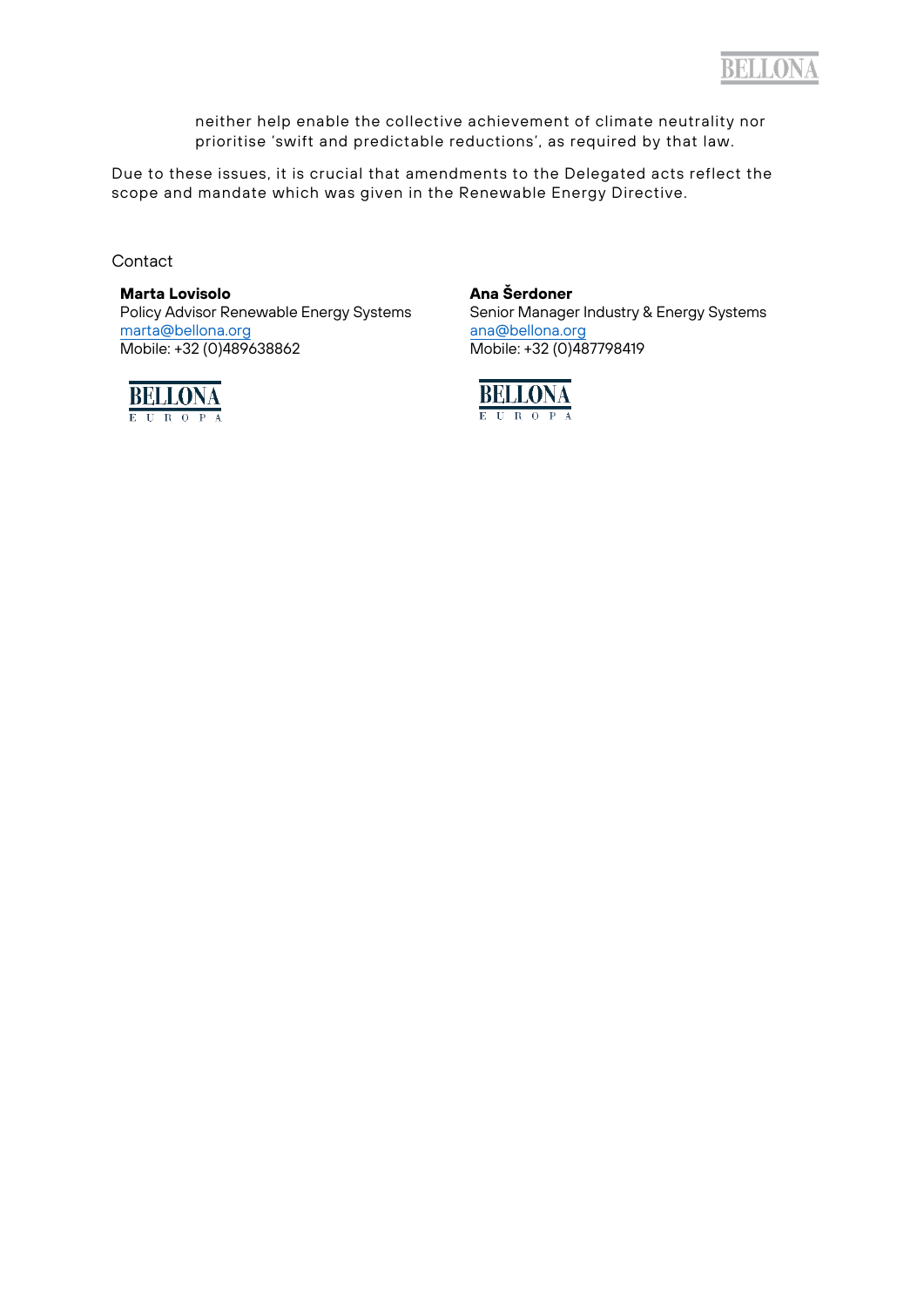neither help enable the collective achievement of climate neutrality nor prioritise 'swift and predictable reductions', as required by that law.

Due to these issues, it is crucial that amendments to the Delegated acts reflect the scope and mandate which was given in the Renewable Energy Directive.

Contact

**Marta Lovisolo**
Policy Advisor Renewable Energy Systems
marta@bellona.org
Mobile: +32 (0)489638862

**Ana Šerdoner**
Senior Manager Industry & Energy Systems
ana@bellona.org
Mobile: +32 (0)487798419